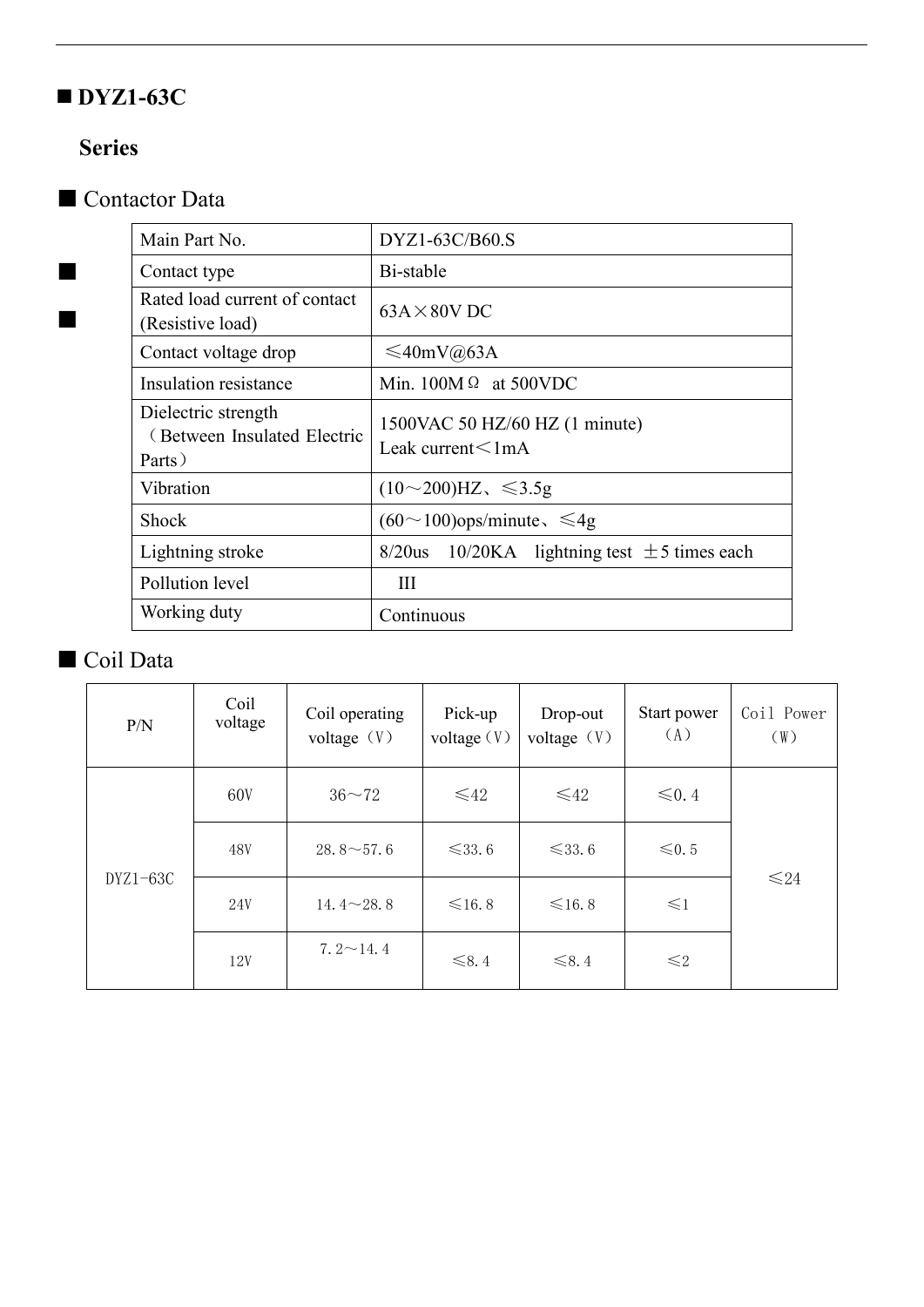## ■ DYZ1-63C

**Series**

### ■ Contactor Data

| Main Part No. | DYZ1-63C/B60.S |
|---|---|
| Contact type | Bi-stable |
| Rated load current of contact (Resistive load) | 63A×80V DC |
| Contact voltage drop | ≤40mV@63A |
| Insulation resistance | Min. 100MΩ at 500VDC |
| Dielectric strength （Between Insulated Electric Parts） | 1500VAC 50 HZ/60 HZ (1 minute)<br>Leak current＜1mA |
| Vibration | (10～200)HZ、≤3.5g |
| Shock | (60～100)ops/minute、≤4g |
| Lightning stroke | 8/20us 10/20KA lightning test ±5 times each |
| Pollution level | III |
| Working duty | Continuous |

### ■ Coil Data

| P/N | Coil voltage | Coil operating voltage（V） | Pick-up voltage（V） | Drop-out voltage（V） | Start power（A） | Coil Power（W） |
|---|---|---|---|---|---|---|
| DYZ1-63C | 60V | 36～72 | ≤42 | ≤42 | ≤0.4 | ≤24 |
| | 48V | 28.8～57.6 | ≤33.6 | ≤33.6 | ≤0.5 | |
| | 24V | 14.4～28.8 | ≤16.8 | ≤16.8 | ≤1 | |
| | 12V | 7.2～14.4 | ≤8.4 | ≤8.4 | ≤2 | |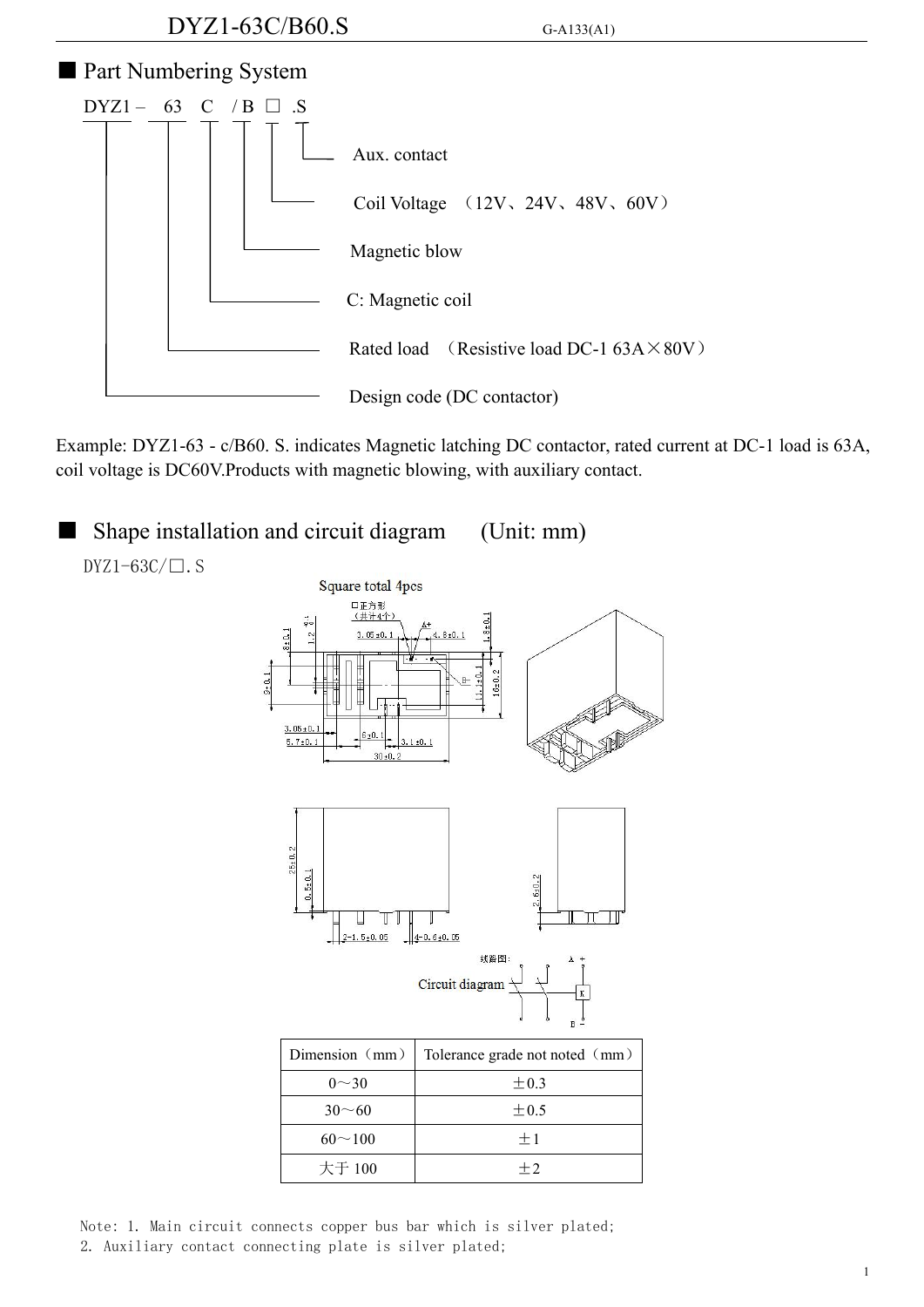## ■ Part Numbering System

DYZ1 – 63 C / B □ .S

- Aux. contact
- Coil Voltage （12V、24V、48V、60V）
- Magnetic blow
- C: Magnetic coil
- Rated load （Resistive load DC-1 63A×80V）
- Design code (DC contactor)

Example: DYZ1-63 - c/B60. S. indicates Magnetic latching DC contactor, rated current at DC-1 load is 63A, coil voltage is DC60V.Products with magnetic blowing, with auxiliary contact.

## ■ Shape installation and circuit diagram (Unit: mm)

DYZ1-63C/□.S

Circuit diagram

| Dimension（mm） | Tolerance grade not noted（mm） |
| --- | --- |
| 0～30 | ±0.3 |
| 30～60 | ±0.5 |
| 60～100 | ±1 |
| 大于 100 | ±2 |

Note: 1. Main circuit connects copper bus bar which is silver plated;
2. Auxiliary contact connecting plate is silver plated;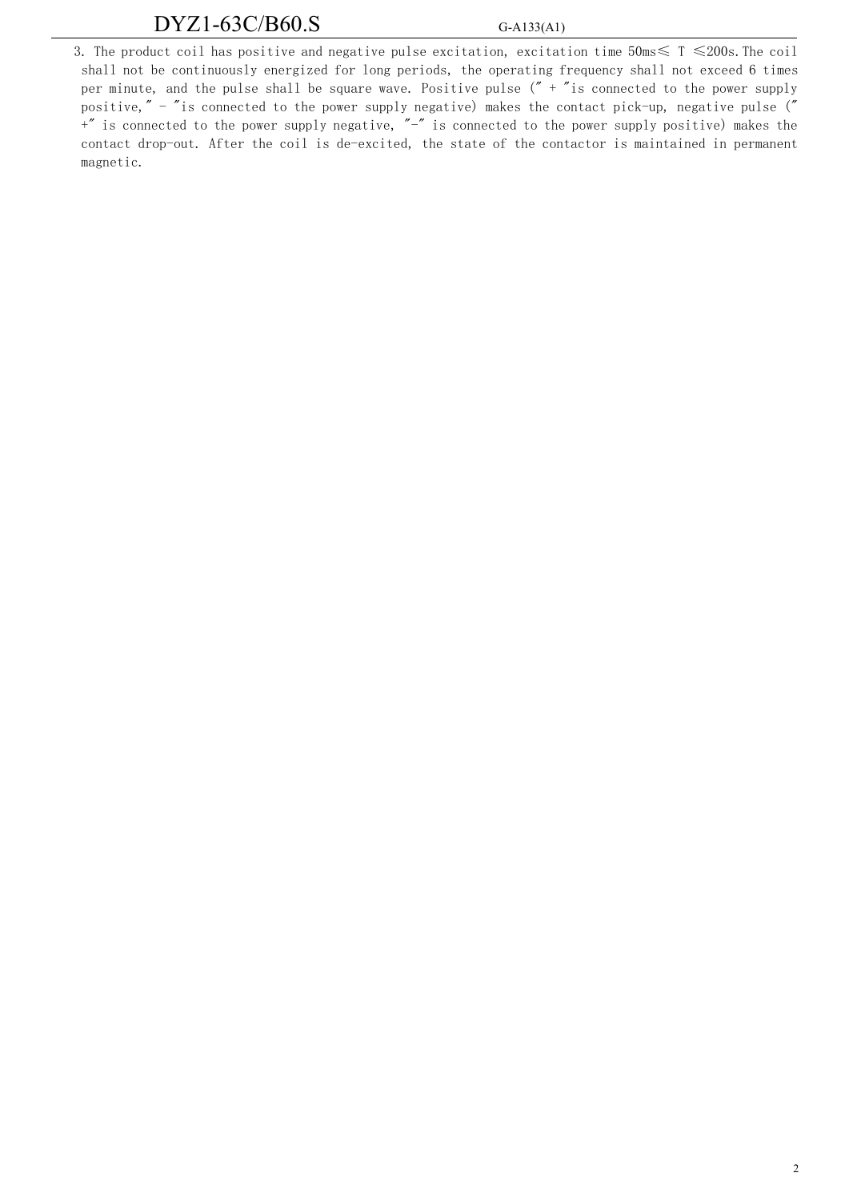3. The product coil has positive and negative pulse excitation, excitation time 50ms≤ T ≤200s. The coil shall not be continuously energized for long periods, the operating frequency shall not exceed 6 times per minute, and the pulse shall be square wave. Positive pulse (" + "is connected to the power supply positive," - "is connected to the power supply negative) makes the contact pick-up, negative pulse (" +" is connected to the power supply negative, "-" is connected to the power supply positive) makes the contact drop-out. After the coil is de-excited, the state of the contactor is maintained in permanent magnetic.